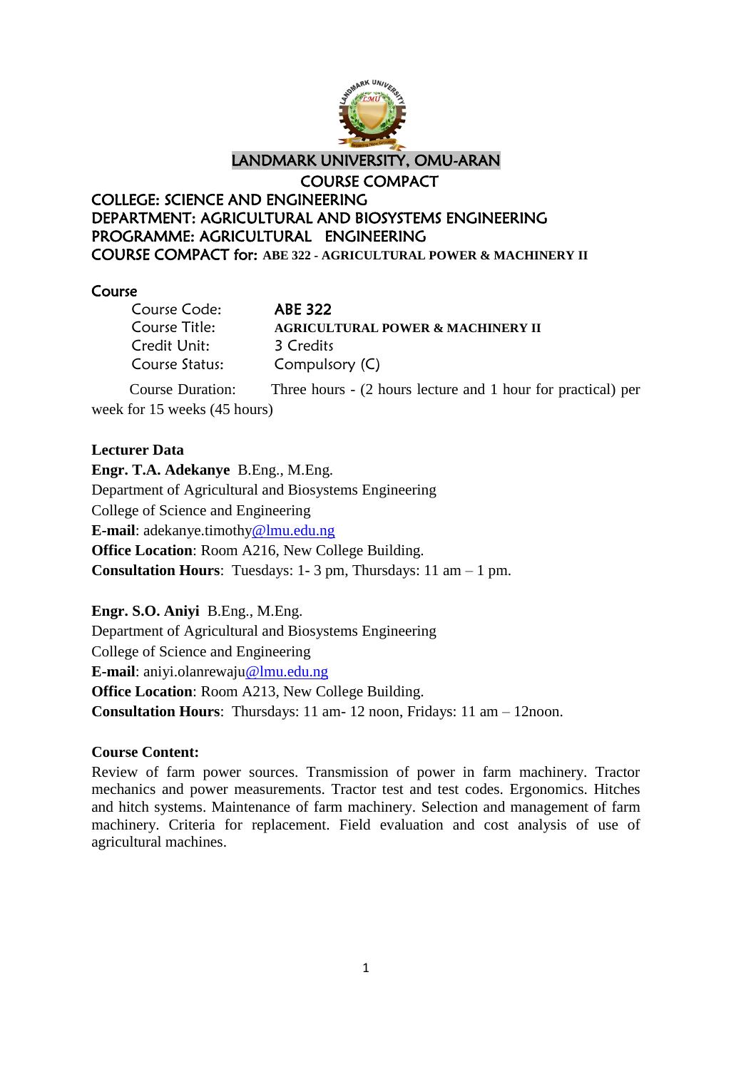# LANDMARK UNIVERSITY, OMU-ARAN

## COURSE COMPACT

**COLLEGE: SCIENCE AND ENGINEERING**
**DEPARTMENT: AGRICULTURAL AND BIOSYSTEMS ENGINEERING**
**PROGRAMME: AGRICULTURAL ENGINEERING**
**COURSE COMPACT for: ABE 322 - AGRICULTURAL POWER & MACHINERY II**

### Course

| | |
|---|---|
| Course Code: | ABE 322 |
| Course Title: | **AGRICULTURAL POWER & MACHINERY II** |
| Credit Unit: | 3 Credits |
| Course Status: | Compulsory (C) |

Course Duration: Three hours - (2 hours lecture and 1 hour for practical) per week for 15 weeks (45 hours)

### Lecturer Data

**Engr. T.A. Adekanye** B.Eng., M.Eng.
Department of Agricultural and Biosystems Engineering
College of Science and Engineering
**E-mail**: adekanye.timothy@lmu.edu.ng
**Office Location**: Room A216, New College Building.
**Consultation Hours**: Tuesdays: 1- 3 pm, Thursdays: 11 am – 1 pm.

**Engr. S.O. Aniyi** B.Eng., M.Eng.
Department of Agricultural and Biosystems Engineering
College of Science and Engineering
**E-mail**: aniyi.olanrewaju@lmu.edu.ng
**Office Location**: Room A213, New College Building.
**Consultation Hours**: Thursdays: 11 am- 12 noon, Fridays: 11 am – 12noon.

### Course Content:

Review of farm power sources. Transmission of power in farm machinery. Tractor mechanics and power measurements. Tractor test and test codes. Ergonomics. Hitches and hitch systems. Maintenance of farm machinery. Selection and management of farm machinery. Criteria for replacement. Field evaluation and cost analysis of use of agricultural machines.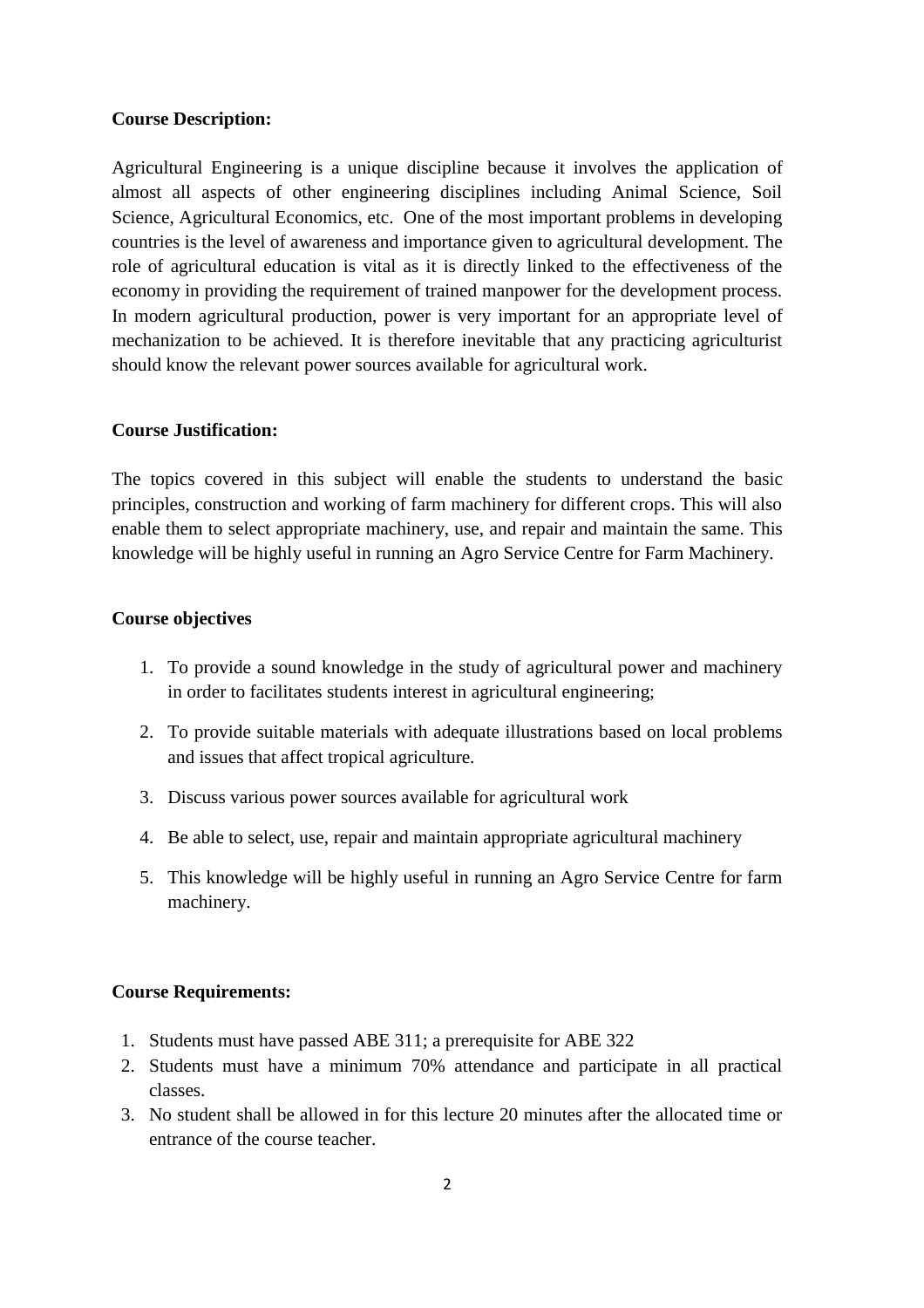**Course Description:**

Agricultural Engineering is a unique discipline because it involves the application of almost all aspects of other engineering disciplines including Animal Science, Soil Science, Agricultural Economics, etc. One of the most important problems in developing countries is the level of awareness and importance given to agricultural development. The role of agricultural education is vital as it is directly linked to the effectiveness of the economy in providing the requirement of trained manpower for the development process. In modern agricultural production, power is very important for an appropriate level of mechanization to be achieved. It is therefore inevitable that any practicing agriculturist should know the relevant power sources available for agricultural work.

**Course Justification:**

The topics covered in this subject will enable the students to understand the basic principles, construction and working of farm machinery for different crops. This will also enable them to select appropriate machinery, use, and repair and maintain the same. This knowledge will be highly useful in running an Agro Service Centre for Farm Machinery.

**Course objectives**

1. To provide a sound knowledge in the study of agricultural power and machinery in order to facilitates students interest in agricultural engineering;
2. To provide suitable materials with adequate illustrations based on local problems and issues that affect tropical agriculture.
3. Discuss various power sources available for agricultural work
4. Be able to select, use, repair and maintain appropriate agricultural machinery
5. This knowledge will be highly useful in running an Agro Service Centre for farm machinery.

**Course Requirements:**

1. Students must have passed ABE 311; a prerequisite for ABE 322
2. Students must have a minimum 70% attendance and participate in all practical classes.
3. No student shall be allowed in for this lecture 20 minutes after the allocated time or entrance of the course teacher.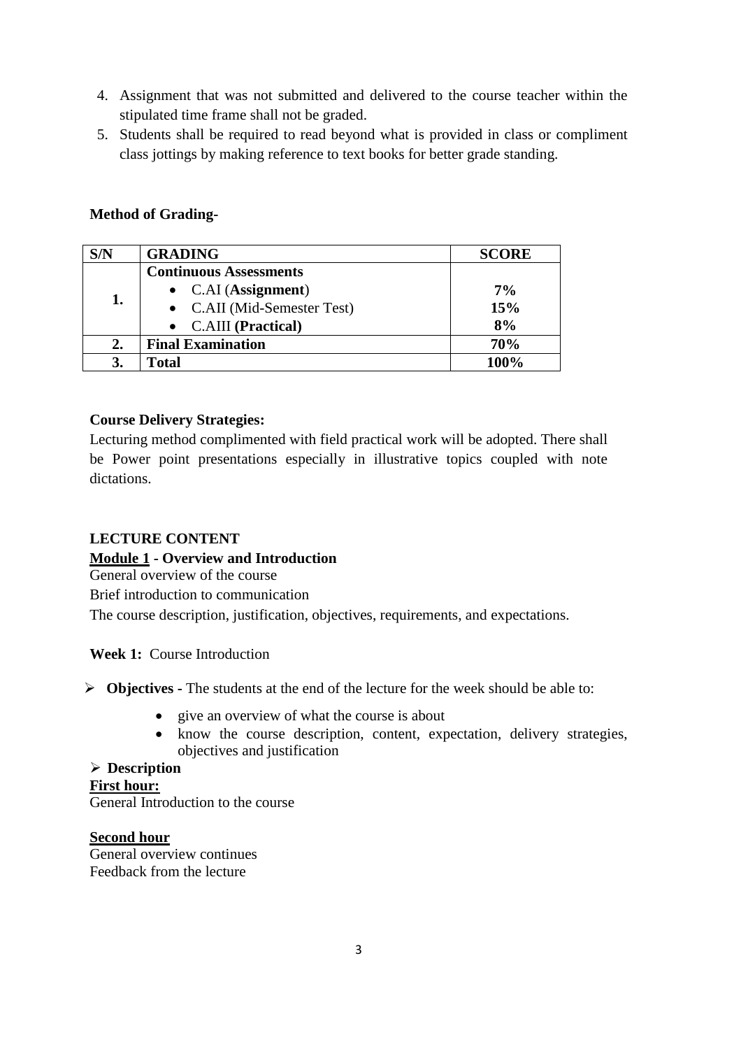4. Assignment that was not submitted and delivered to the course teacher within the stipulated time frame shall not be graded.
5. Students shall be required to read beyond what is provided in class or compliment class jottings by making reference to text books for better grade standing.

**Method of Grading-**

| S/N | GRADING | SCORE |
|---|---|---|
| 1. | **Continuous Assessments**<br>• C.AI (**Assignment**)<br>• C.AII (Mid-Semester Test)<br>• C.AIII **(Practical)** | <br>**7%**<br>**15%**<br>**8%** |
| 2. | **Final Examination** | **70%** |
| 3. | **Total** | **100%** |

**Course Delivery Strategies:**

Lecturing method complimented with field practical work will be adopted. There shall be Power point presentations especially in illustrative topics coupled with note dictations.

**LECTURE CONTENT**

**<u>Module 1</u> - Overview and Introduction**

General overview of the course

Brief introduction to communication

The course description, justification, objectives, requirements, and expectations.

**Week 1:** Course Introduction

- **Objectives -** The students at the end of the lecture for the week should be able to:
  - give an overview of what the course is about
  - know the course description, content, expectation, delivery strategies, objectives and justification
- **Description**

**<u>First hour:</u>**

General Introduction to the course

**<u>Second hour</u>**

General overview continues

Feedback from the lecture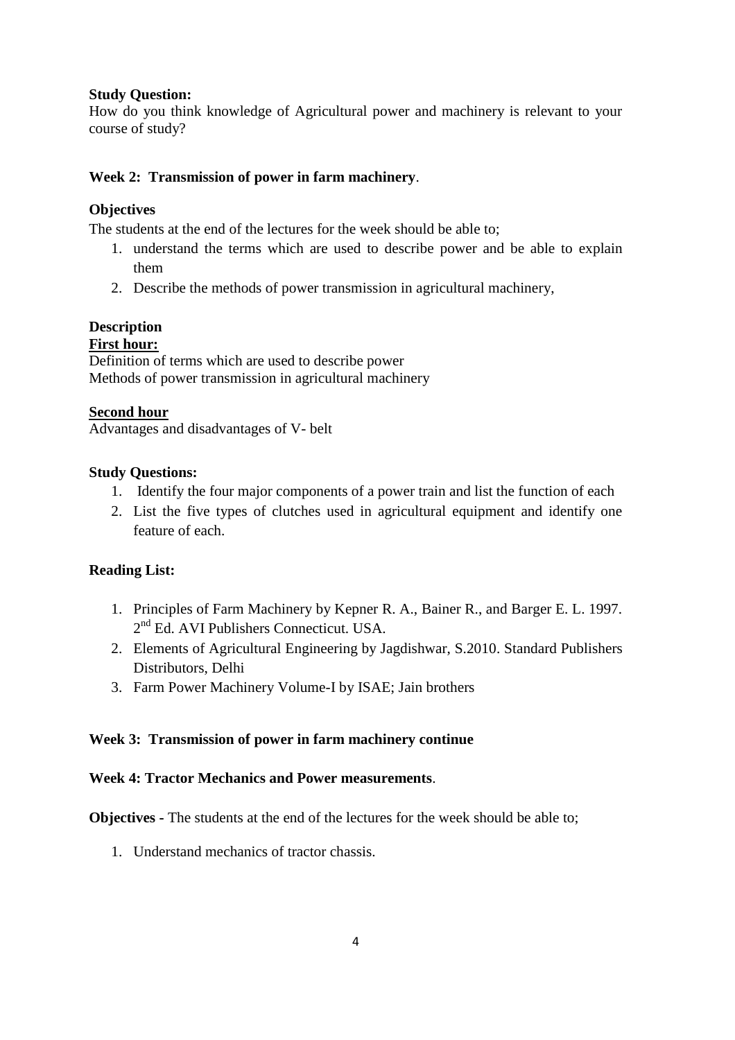**Study Question:**

How do you think knowledge of Agricultural power and machinery is relevant to your course of study?

**Week 2: Transmission of power in farm machinery**.

**Objectives**

The students at the end of the lectures for the week should be able to;

1. understand the terms which are used to describe power and be able to explain them
2. Describe the methods of power transmission in agricultural machinery,

**Description**

**First hour:**

Definition of terms which are used to describe power
Methods of power transmission in agricultural machinery

**Second hour**

Advantages and disadvantages of V- belt

**Study Questions:**

1. Identify the four major components of a power train and list the function of each
2. List the five types of clutches used in agricultural equipment and identify one feature of each.

**Reading List:**

1. Principles of Farm Machinery by Kepner R. A., Bainer R., and Barger E. L. 1997. 2nd Ed. AVI Publishers Connecticut. USA.
2. Elements of Agricultural Engineering by Jagdishwar, S.2010. Standard Publishers Distributors, Delhi
3. Farm Power Machinery Volume-I by ISAE; Jain brothers

**Week 3: Transmission of power in farm machinery continue**

**Week 4: Tractor Mechanics and Power measurements**.

**Objectives -** The students at the end of the lectures for the week should be able to;

1. Understand mechanics of tractor chassis.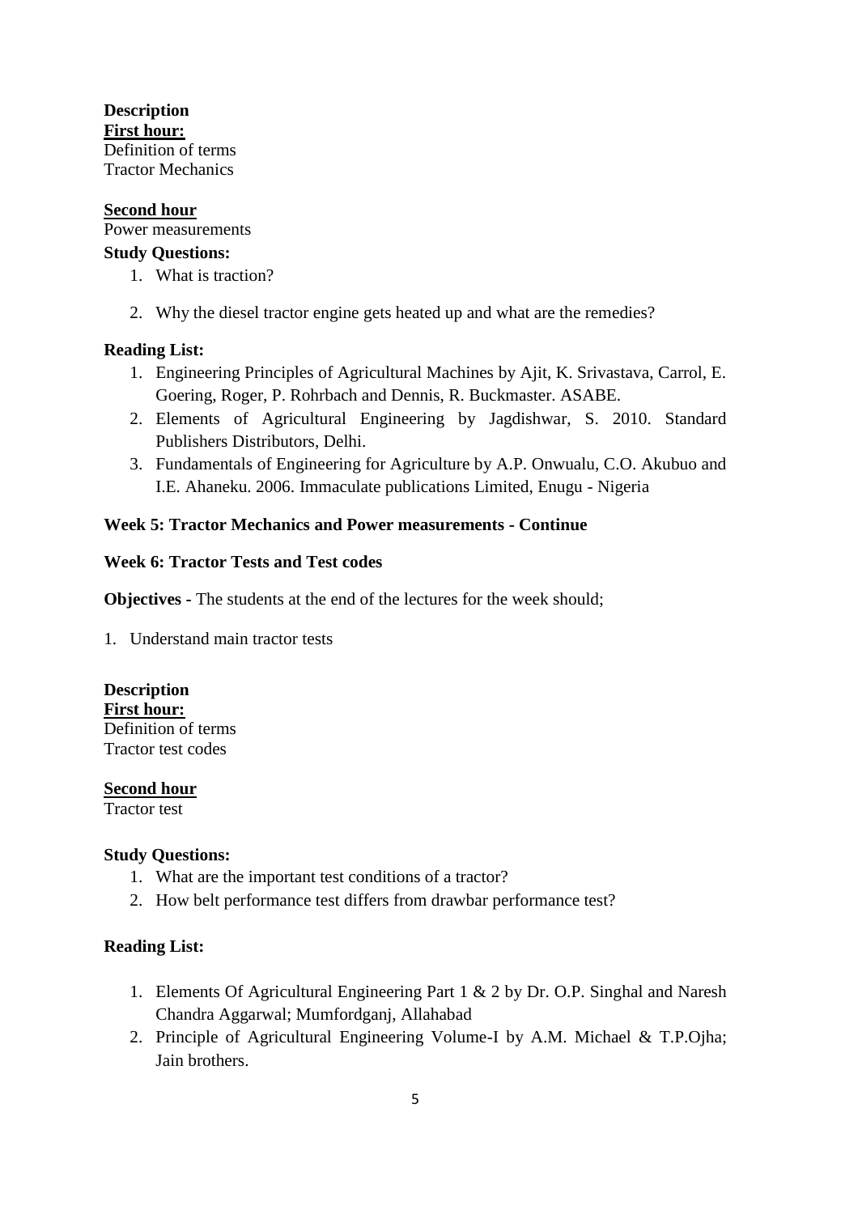**Description**

**First hour:**

Definition of terms

Tractor Mechanics

**Second hour**

Power measurements

**Study Questions:**

1. What is traction?

2. Why the diesel tractor engine gets heated up and what are the remedies?

**Reading List:**

1. Engineering Principles of Agricultural Machines by Ajit, K. Srivastava, Carrol, E. Goering, Roger, P. Rohrbach and Dennis, R. Buckmaster. ASABE.
2. Elements of Agricultural Engineering by Jagdishwar, S. 2010. Standard Publishers Distributors, Delhi.
3. Fundamentals of Engineering for Agriculture by A.P. Onwualu, C.O. Akubuo and I.E. Ahaneku. 2006. Immaculate publications Limited, Enugu - Nigeria

**Week 5: Tractor Mechanics and Power measurements - Continue**

**Week 6: Tractor Tests and Test codes**

**Objectives -** The students at the end of the lectures for the week should;

1. Understand main tractor tests

**Description**

**First hour:**

Definition of terms

Tractor test codes

**Second hour**

Tractor test

**Study Questions:**

1. What are the important test conditions of a tractor?
2. How belt performance test differs from drawbar performance test?

**Reading List:**

1. Elements Of Agricultural Engineering Part 1 & 2 by Dr. O.P. Singhal and Naresh Chandra Aggarwal; Mumfordganj, Allahabad
2. Principle of Agricultural Engineering Volume-I by A.M. Michael & T.P.Ojha; Jain brothers.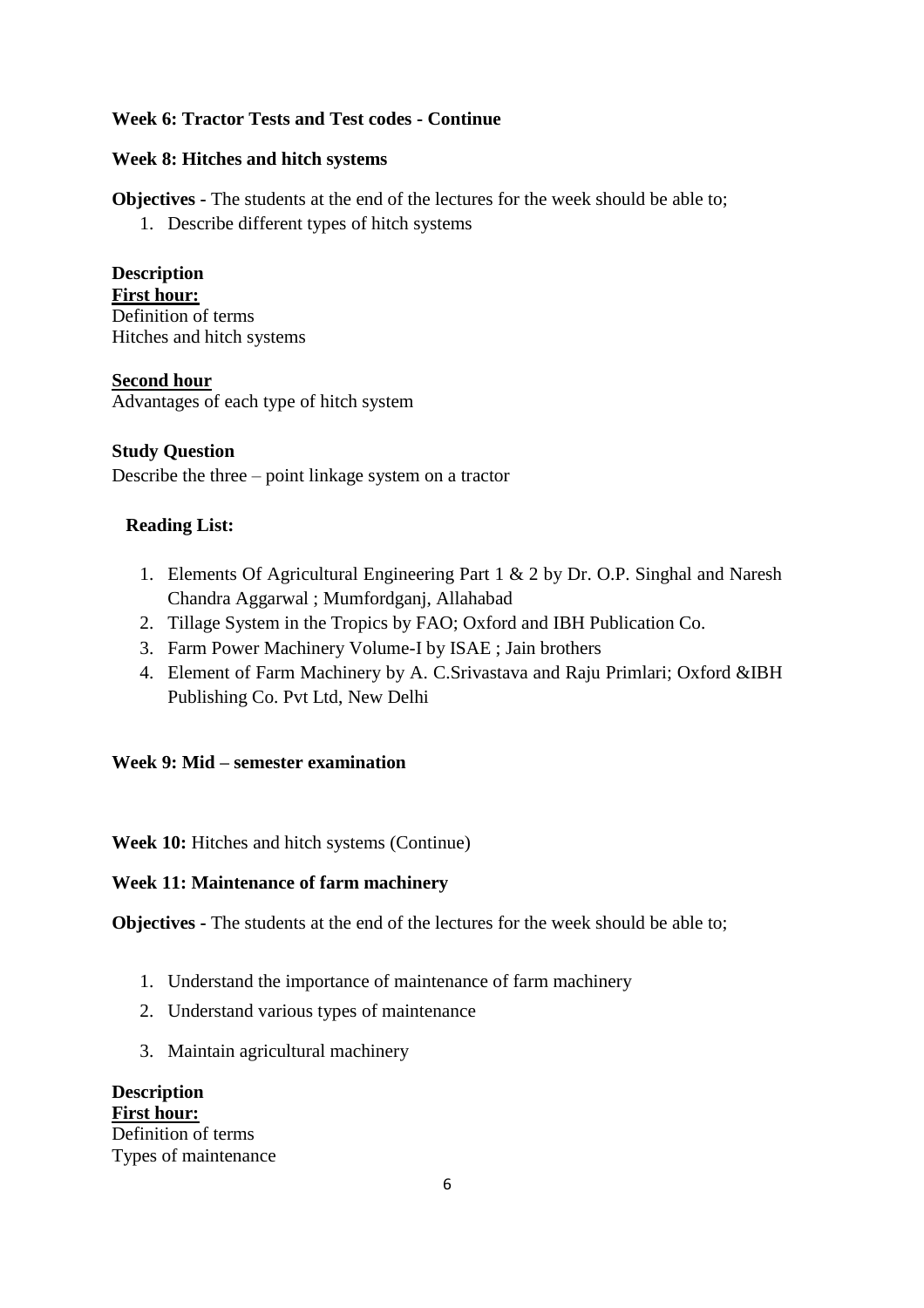**Week 6: Tractor Tests and Test codes - Continue**

**Week 8: Hitches and hitch systems**

**Objectives -** The students at the end of the lectures for the week should be able to;

1. Describe different types of hitch systems

**Description**

**<u>First hour:</u>**

Definition of terms

Hitches and hitch systems

**<u>Second hour</u>**

Advantages of each type of hitch system

**Study Question**

Describe the three – point linkage system on a tractor

**Reading List:**

1. Elements Of Agricultural Engineering Part 1 & 2 by Dr. O.P. Singhal and Naresh Chandra Aggarwal ; Mumfordganj, Allahabad
2. Tillage System in the Tropics by FAO; Oxford and IBH Publication Co.
3. Farm Power Machinery Volume-I by ISAE ; Jain brothers
4. Element of Farm Machinery by A. C.Srivastava and Raju Primlari; Oxford &IBH Publishing Co. Pvt Ltd, New Delhi

**Week 9: Mid – semester examination**

**Week 10:** Hitches and hitch systems (Continue)

**Week 11: Maintenance of farm machinery**

**Objectives -** The students at the end of the lectures for the week should be able to;

1. Understand the importance of maintenance of farm machinery
2. Understand various types of maintenance
3. Maintain agricultural machinery

**Description**

**<u>First hour:</u>**

Definition of terms

Types of maintenance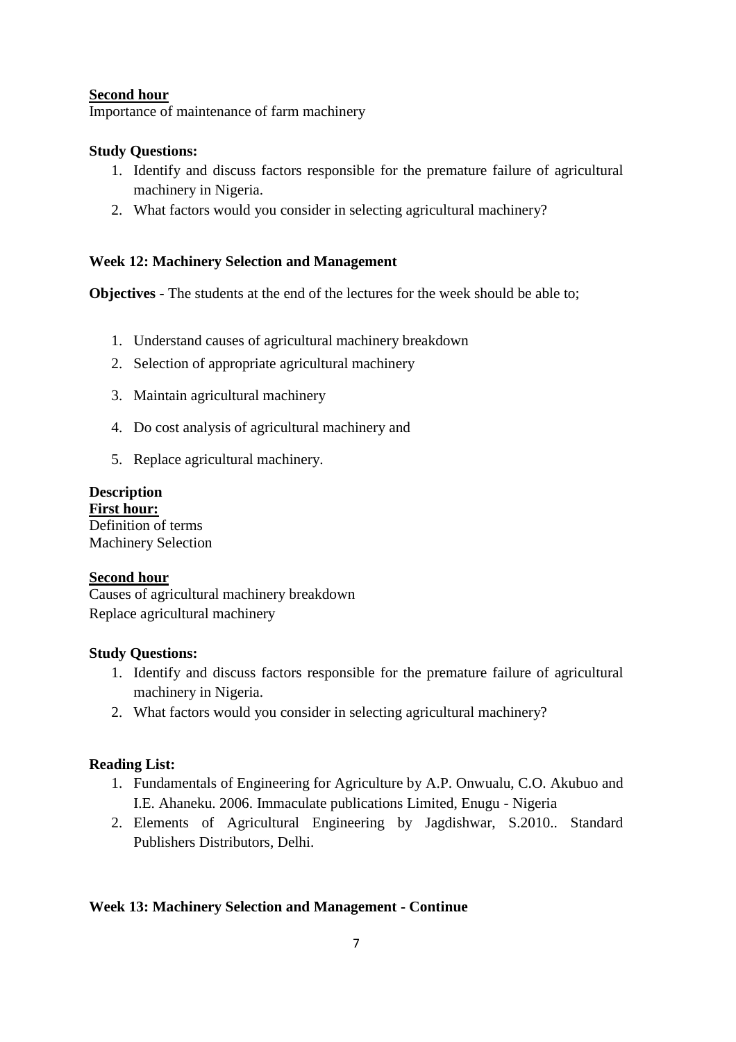**Second hour**
Importance of maintenance of farm machinery

**Study Questions:**

1. Identify and discuss factors responsible for the premature failure of agricultural machinery in Nigeria.
2. What factors would you consider in selecting agricultural machinery?

**Week 12: Machinery Selection and Management**

**Objectives -** The students at the end of the lectures for the week should be able to;

1. Understand causes of agricultural machinery breakdown
2. Selection of appropriate agricultural machinery
3. Maintain agricultural machinery
4. Do cost analysis of agricultural machinery and
5. Replace agricultural machinery.

**Description**
**First hour:**
Definition of terms
Machinery Selection

**Second hour**
Causes of agricultural machinery breakdown
Replace agricultural machinery

**Study Questions:**

1. Identify and discuss factors responsible for the premature failure of agricultural machinery in Nigeria.
2. What factors would you consider in selecting agricultural machinery?

**Reading List:**

1. Fundamentals of Engineering for Agriculture by A.P. Onwualu, C.O. Akubuo and I.E. Ahaneku. 2006. Immaculate publications Limited, Enugu - Nigeria
2. Elements of Agricultural Engineering by Jagdishwar, S.2010.. Standard Publishers Distributors, Delhi.

**Week 13: Machinery Selection and Management - Continue**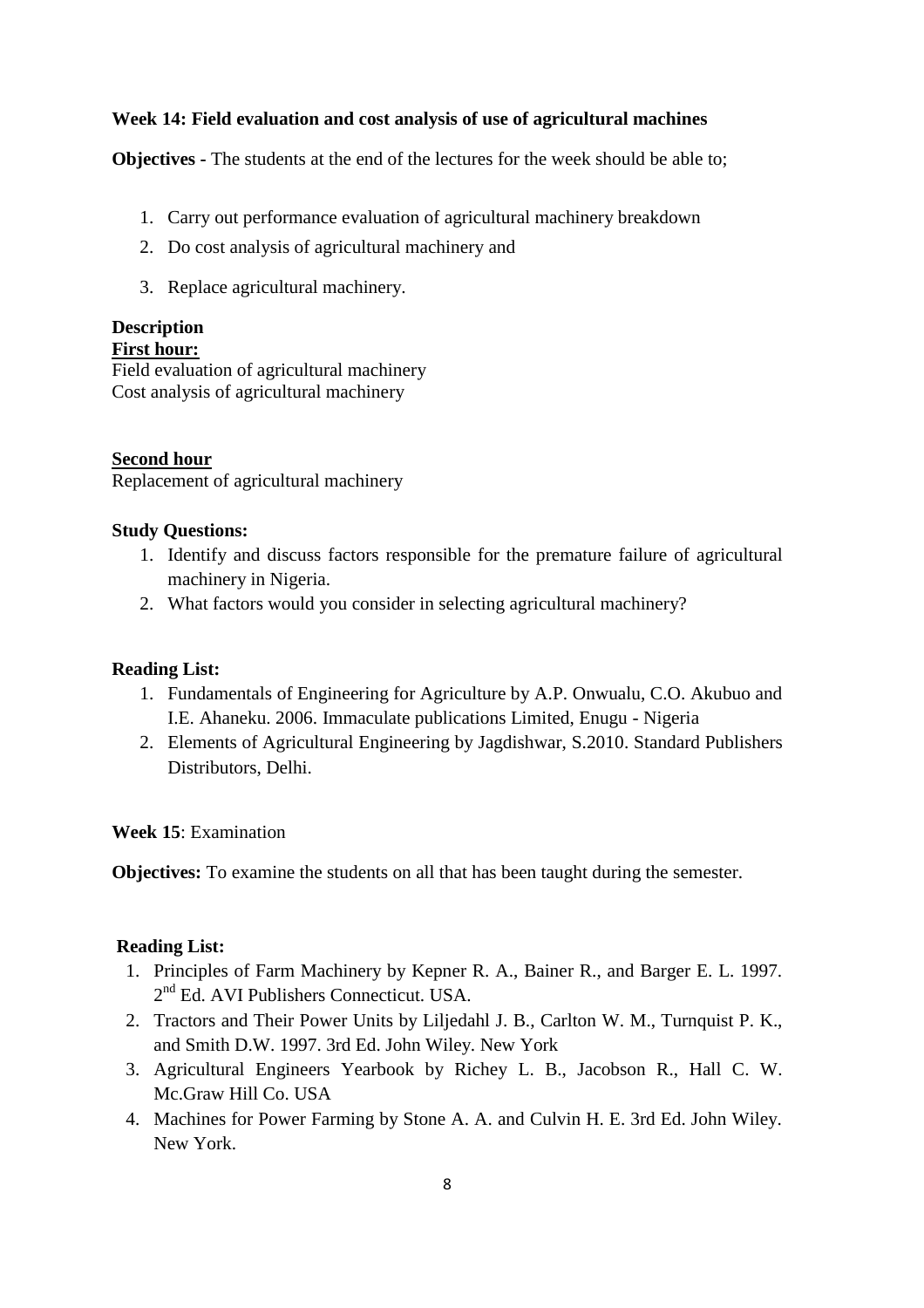**Week 14: Field evaluation and cost analysis of use of agricultural machines**

**Objectives -** The students at the end of the lectures for the week should be able to;

1. Carry out performance evaluation of agricultural machinery breakdown
2. Do cost analysis of agricultural machinery and
3. Replace agricultural machinery.

**Description**

**First hour:**

Field evaluation of agricultural machinery
Cost analysis of agricultural machinery

**Second hour**

Replacement of agricultural machinery

**Study Questions:**

1. Identify and discuss factors responsible for the premature failure of agricultural machinery in Nigeria.
2. What factors would you consider in selecting agricultural machinery?

**Reading List:**

1. Fundamentals of Engineering for Agriculture by A.P. Onwualu, C.O. Akubuo and I.E. Ahaneku. 2006. Immaculate publications Limited, Enugu - Nigeria
2. Elements of Agricultural Engineering by Jagdishwar, S.2010. Standard Publishers Distributors, Delhi.

**Week 15**: Examination

**Objectives:** To examine the students on all that has been taught during the semester.

**Reading List:**

1. Principles of Farm Machinery by Kepner R. A., Bainer R., and Barger E. L. 1997. 2nd Ed. AVI Publishers Connecticut. USA.
2. Tractors and Their Power Units by Liljedahl J. B., Carlton W. M., Turnquist P. K., and Smith D.W. 1997. 3rd Ed. John Wiley. New York
3. Agricultural Engineers Yearbook by Richey L. B., Jacobson R., Hall C. W. Mc.Graw Hill Co. USA
4. Machines for Power Farming by Stone A. A. and Culvin H. E. 3rd Ed. John Wiley. New York.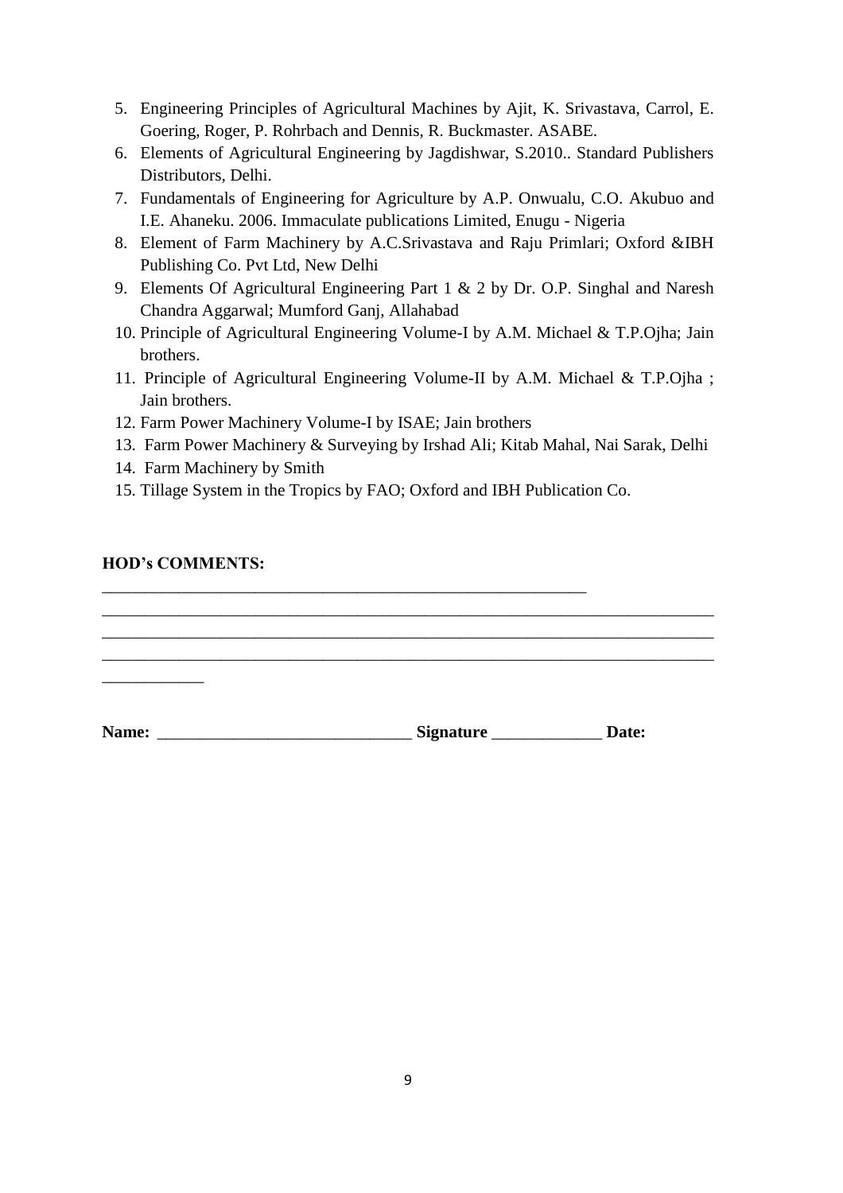5. Engineering Principles of Agricultural Machines by Ajit, K. Srivastava, Carrol, E. Goering, Roger, P. Rohrbach and Dennis, R. Buckmaster. ASABE.
6. Elements of Agricultural Engineering by Jagdishwar, S.2010.. Standard Publishers Distributors, Delhi.
7. Fundamentals of Engineering for Agriculture by A.P. Onwualu, C.O. Akubuo and I.E. Ahaneku. 2006. Immaculate publications Limited, Enugu - Nigeria
8. Element of Farm Machinery by A.C.Srivastava and Raju Primlari; Oxford &IBH Publishing Co. Pvt Ltd, New Delhi
9. Elements Of Agricultural Engineering Part 1 & 2 by Dr. O.P. Singhal and Naresh Chandra Aggarwal; Mumford Ganj, Allahabad
10. Principle of Agricultural Engineering Volume-I by A.M. Michael & T.P.Ojha; Jain brothers.
11. Principle of Agricultural Engineering Volume-II by A.M. Michael & T.P.Ojha ; Jain brothers.
12. Farm Power Machinery Volume-I by ISAE; Jain brothers
13. Farm Power Machinery & Surveying by Irshad Ali; Kitab Mahal, Nai Sarak, Delhi
14. Farm Machinery by Smith
15. Tillage System in the Tropics by FAO; Oxford and IBH Publication Co.

**HOD's COMMENTS:**

____________________________________________________________

____________________________________________________________________________

____________________________________________________________________________

____________________________________________________________________________

____________

**Name:** ______________________________ **Signature** _____________ **Date:**